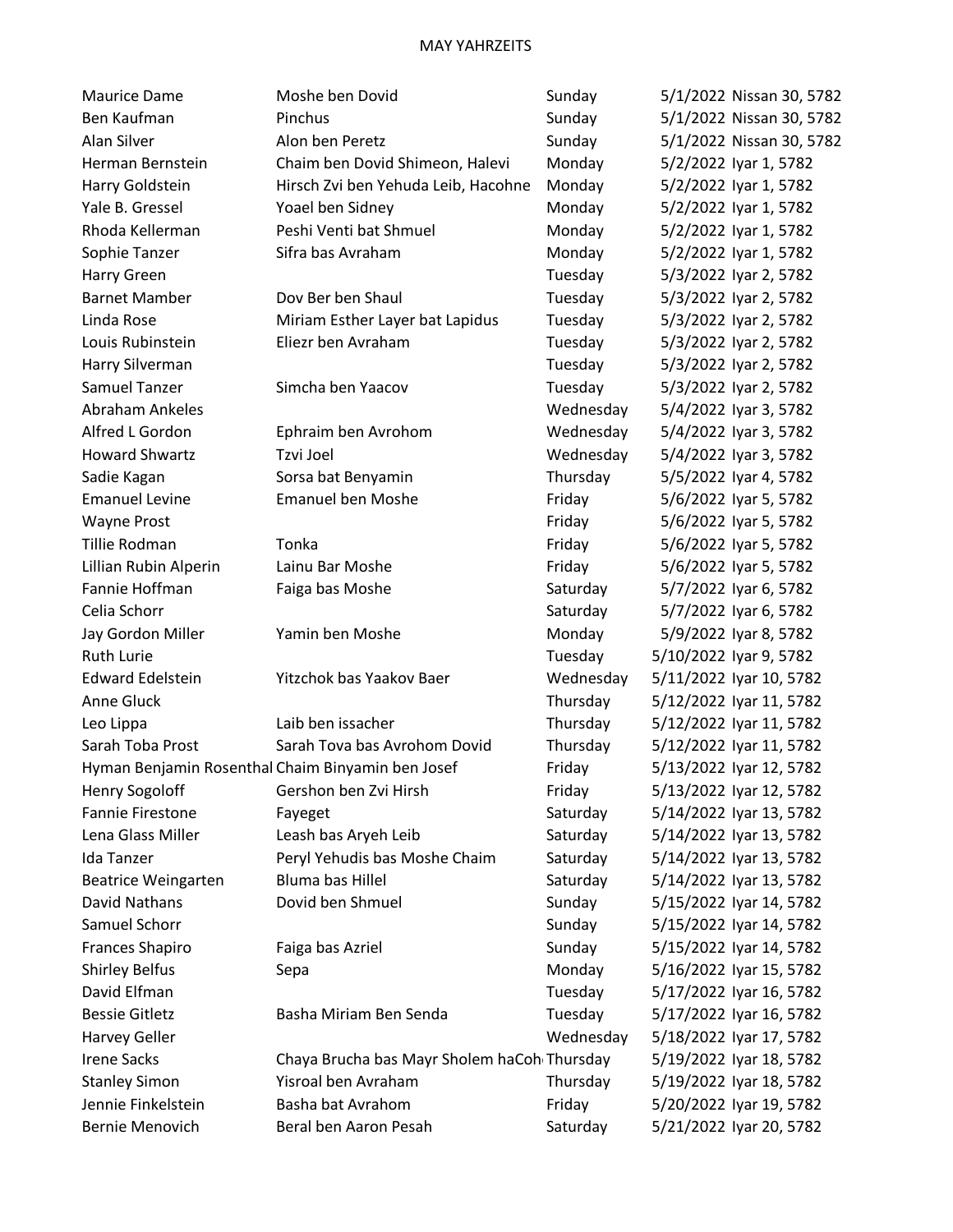# MAY YAHRZEITS

| | | | | |
|---|---|---|---|---|
| Maurice Dame | Moshe ben Dovid | Sunday | 5/1/2022 | Nissan 30, 5782 |
| Ben Kaufman | Pinchus | Sunday | 5/1/2022 | Nissan 30, 5782 |
| Alan Silver | Alon ben Peretz | Sunday | 5/1/2022 | Nissan 30, 5782 |
| Herman Bernstein | Chaim ben Dovid Shimeon, Halevi | Monday | 5/2/2022 | Iyar 1, 5782 |
| Harry Goldstein | Hirsch Zvi ben Yehuda Leib, Hacohne | Monday | 5/2/2022 | Iyar 1, 5782 |
| Yale B. Gressel | Yoael ben Sidney | Monday | 5/2/2022 | Iyar 1, 5782 |
| Rhoda Kellerman | Peshi Venti bat Shmuel | Monday | 5/2/2022 | Iyar 1, 5782 |
| Sophie Tanzer | Sifra bas Avraham | Monday | 5/2/2022 | Iyar 1, 5782 |
| Harry Green | | Tuesday | 5/3/2022 | Iyar 2, 5782 |
| Barnet Mamber | Dov Ber ben Shaul | Tuesday | 5/3/2022 | Iyar 2, 5782 |
| Linda Rose | Miriam Esther Layer bat Lapidus | Tuesday | 5/3/2022 | Iyar 2, 5782 |
| Louis Rubinstein | Eliezr ben Avraham | Tuesday | 5/3/2022 | Iyar 2, 5782 |
| Harry Silverman | | Tuesday | 5/3/2022 | Iyar 2, 5782 |
| Samuel Tanzer | Simcha ben Yaacov | Tuesday | 5/3/2022 | Iyar 2, 5782 |
| Abraham Ankeles | | Wednesday | 5/4/2022 | Iyar 3, 5782 |
| Alfred L Gordon | Ephraim ben Avrohom | Wednesday | 5/4/2022 | Iyar 3, 5782 |
| Howard Shwartz | Tzvi Joel | Wednesday | 5/4/2022 | Iyar 3, 5782 |
| Sadie Kagan | Sorsa bat Benyamin | Thursday | 5/5/2022 | Iyar 4, 5782 |
| Emanuel Levine | Emanuel ben Moshe | Friday | 5/6/2022 | Iyar 5, 5782 |
| Wayne Prost | | Friday | 5/6/2022 | Iyar 5, 5782 |
| Tillie Rodman | Tonka | Friday | 5/6/2022 | Iyar 5, 5782 |
| Lillian Rubin Alperin | Lainu Bar Moshe | Friday | 5/6/2022 | Iyar 5, 5782 |
| Fannie Hoffman | Faiga bas Moshe | Saturday | 5/7/2022 | Iyar 6, 5782 |
| Celia Schorr | | Saturday | 5/7/2022 | Iyar 6, 5782 |
| Jay Gordon Miller | Yamin ben Moshe | Monday | 5/9/2022 | Iyar 8, 5782 |
| Ruth Lurie | | Tuesday | 5/10/2022 | Iyar 9, 5782 |
| Edward Edelstein | Yitzchok bas Yaakov Baer | Wednesday | 5/11/2022 | Iyar 10, 5782 |
| Anne Gluck | | Thursday | 5/12/2022 | Iyar 11, 5782 |
| Leo Lippa | Laib ben issacher | Thursday | 5/12/2022 | Iyar 11, 5782 |
| Sarah Toba Prost | Sarah Tova bas Avrohom Dovid | Thursday | 5/12/2022 | Iyar 11, 5782 |
| Hyman Benjamin Rosenthal | Chaim Binyamin ben Josef | Friday | 5/13/2022 | Iyar 12, 5782 |
| Henry Sogoloff | Gershon ben Zvi Hirsh | Friday | 5/13/2022 | Iyar 12, 5782 |
| Fannie Firestone | Fayeget | Saturday | 5/14/2022 | Iyar 13, 5782 |
| Lena Glass Miller | Leash bas Aryeh Leib | Saturday | 5/14/2022 | Iyar 13, 5782 |
| Ida Tanzer | Peryl Yehudis bas Moshe Chaim | Saturday | 5/14/2022 | Iyar 13, 5782 |
| Beatrice Weingarten | Bluma bas Hillel | Saturday | 5/14/2022 | Iyar 13, 5782 |
| David Nathans | Dovid ben Shmuel | Sunday | 5/15/2022 | Iyar 14, 5782 |
| Samuel Schorr | | Sunday | 5/15/2022 | Iyar 14, 5782 |
| Frances Shapiro | Faiga bas Azriel | Sunday | 5/15/2022 | Iyar 14, 5782 |
| Shirley Belfus | Sepa | Monday | 5/16/2022 | Iyar 15, 5782 |
| David Elfman | | Tuesday | 5/17/2022 | Iyar 16, 5782 |
| Bessie Gitletz | Basha Miriam Ben Senda | Tuesday | 5/17/2022 | Iyar 16, 5782 |
| Harvey Geller | | Wednesday | 5/18/2022 | Iyar 17, 5782 |
| Irene Sacks | Chaya Brucha bas Mayr Sholem haCoh | Thursday | 5/19/2022 | Iyar 18, 5782 |
| Stanley Simon | Yisroal ben Avraham | Thursday | 5/19/2022 | Iyar 18, 5782 |
| Jennie Finkelstein | Basha bat Avrahom | Friday | 5/20/2022 | Iyar 19, 5782 |
| Bernie Menovich | Beral ben Aaron Pesah | Saturday | 5/21/2022 | Iyar 20, 5782 |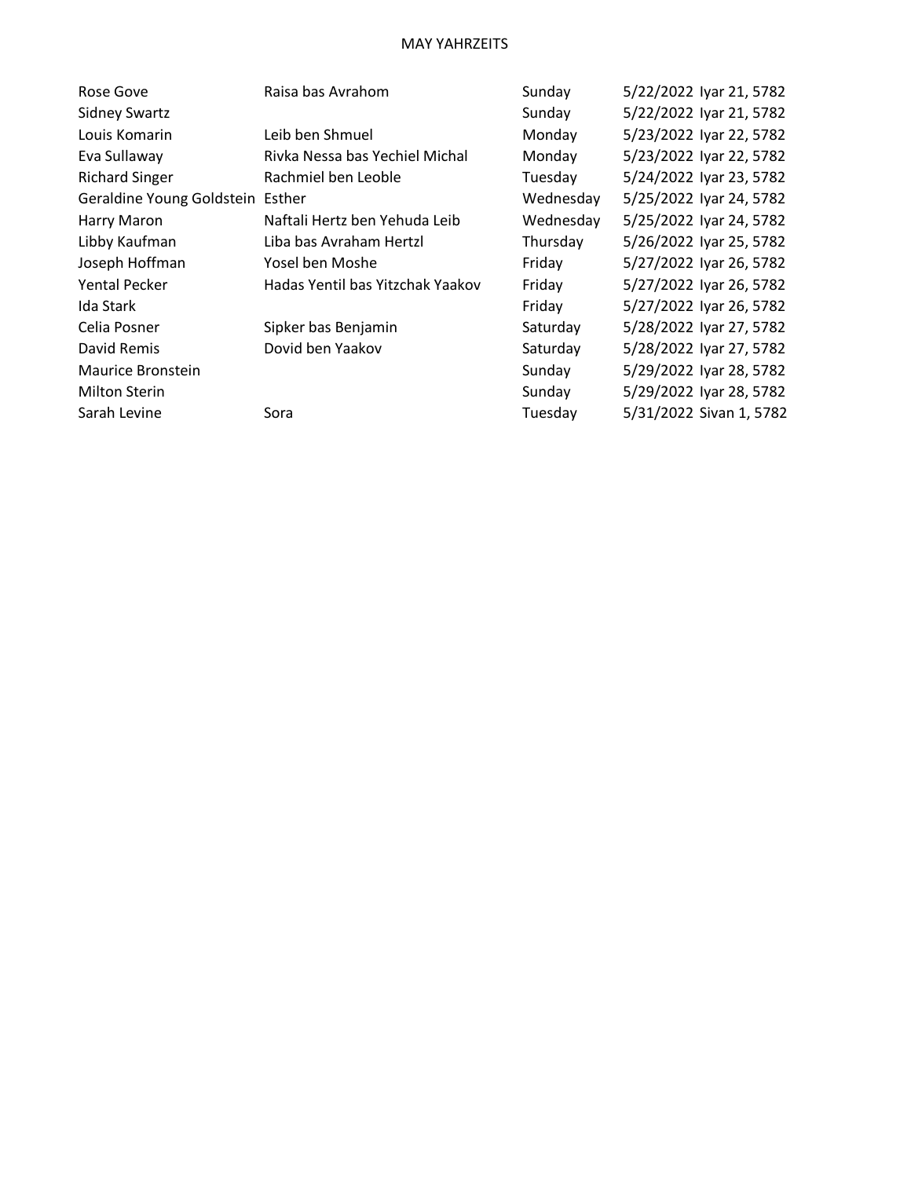MAY YAHRZEITS

| | | | | |
|---|---|---|---|---|
| Rose Gove | Raisa bas Avrahom | Sunday | 5/22/2022 | Iyar 21, 5782 |
| Sidney Swartz | | Sunday | 5/22/2022 | Iyar 21, 5782 |
| Louis Komarin | Leib ben Shmuel | Monday | 5/23/2022 | Iyar 22, 5782 |
| Eva Sullaway | Rivka Nessa bas Yechiel Michal | Monday | 5/23/2022 | Iyar 22, 5782 |
| Richard Singer | Rachmiel ben Leoble | Tuesday | 5/24/2022 | Iyar 23, 5782 |
| Geraldine Young Goldstein | Esther | Wednesday | 5/25/2022 | Iyar 24, 5782 |
| Harry Maron | Naftali Hertz ben Yehuda Leib | Wednesday | 5/25/2022 | Iyar 24, 5782 |
| Libby Kaufman | Liba bas Avraham Hertzl | Thursday | 5/26/2022 | Iyar 25, 5782 |
| Joseph Hoffman | Yosel ben Moshe | Friday | 5/27/2022 | Iyar 26, 5782 |
| Yental Pecker | Hadas Yentil bas Yitzchak Yaakov | Friday | 5/27/2022 | Iyar 26, 5782 |
| Ida Stark | | Friday | 5/27/2022 | Iyar 26, 5782 |
| Celia Posner | Sipker bas Benjamin | Saturday | 5/28/2022 | Iyar 27, 5782 |
| David Remis | Dovid ben Yaakov | Saturday | 5/28/2022 | Iyar 27, 5782 |
| Maurice Bronstein | | Sunday | 5/29/2022 | Iyar 28, 5782 |
| Milton Sterin | | Sunday | 5/29/2022 | Iyar 28, 5782 |
| Sarah Levine | Sora | Tuesday | 5/31/2022 | Sivan 1, 5782 |